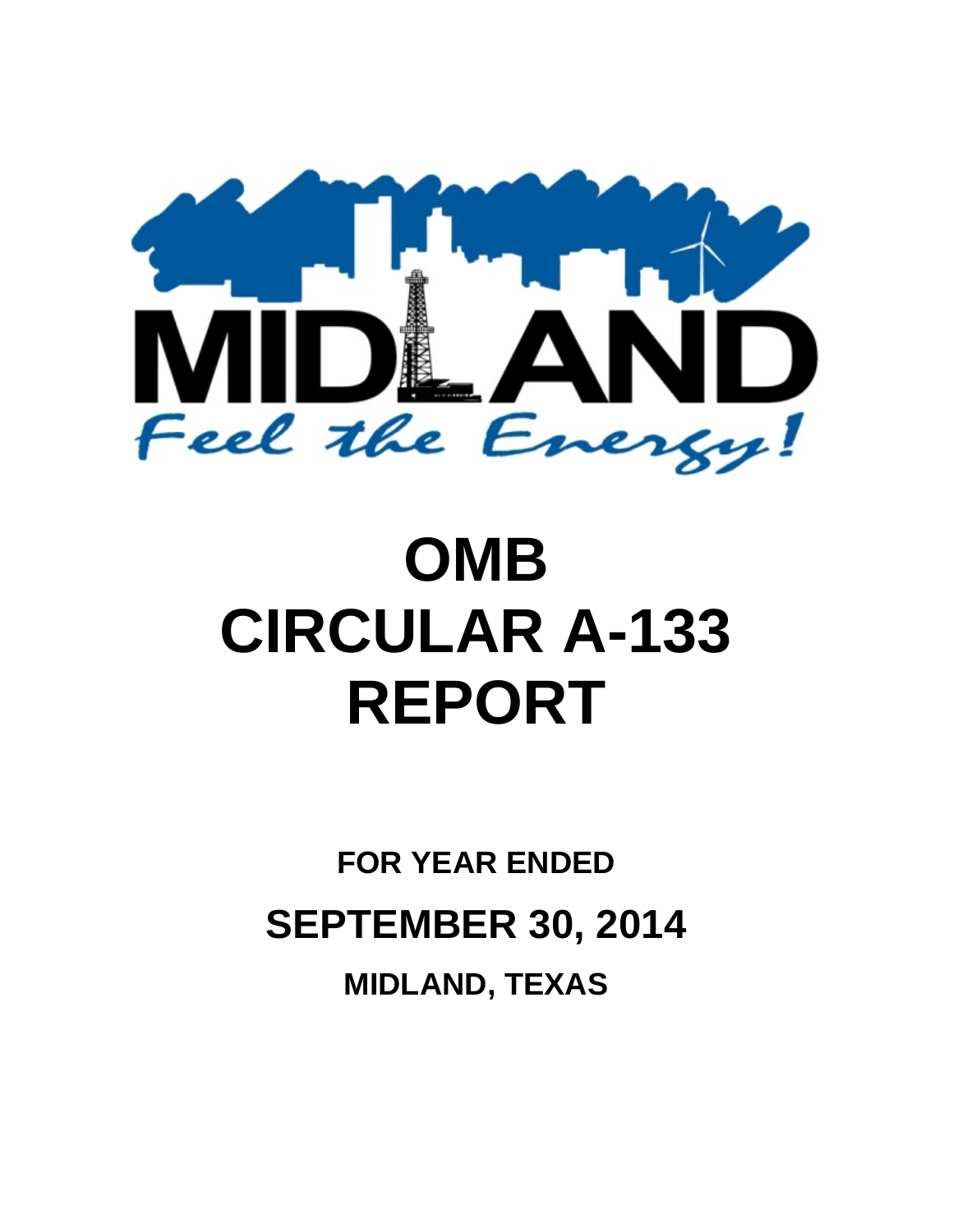# OMB CIRCULAR A-133 REPORT

**FOR YEAR ENDED**

**SEPTEMBER 30, 2014**

**MIDLAND, TEXAS**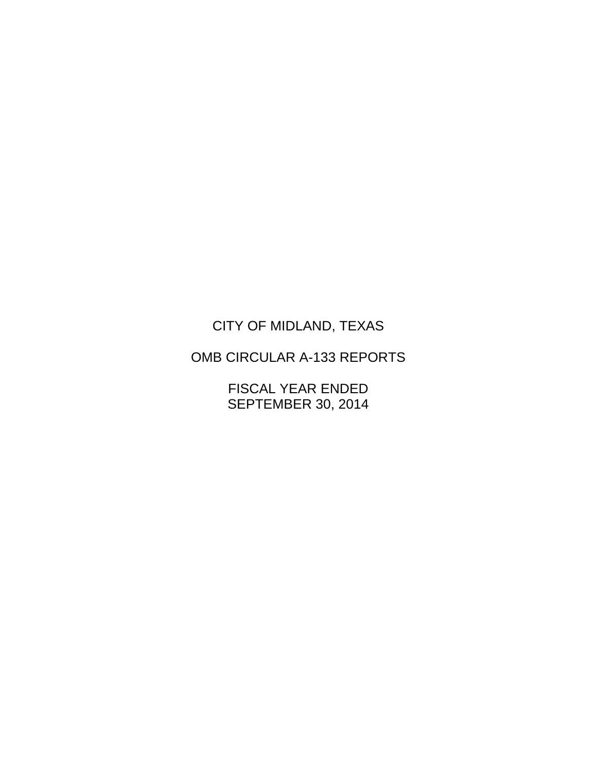# CITY OF MIDLAND, TEXAS

## OMB CIRCULAR A-133 REPORTS

### FISCAL YEAR ENDED
### SEPTEMBER 30, 2014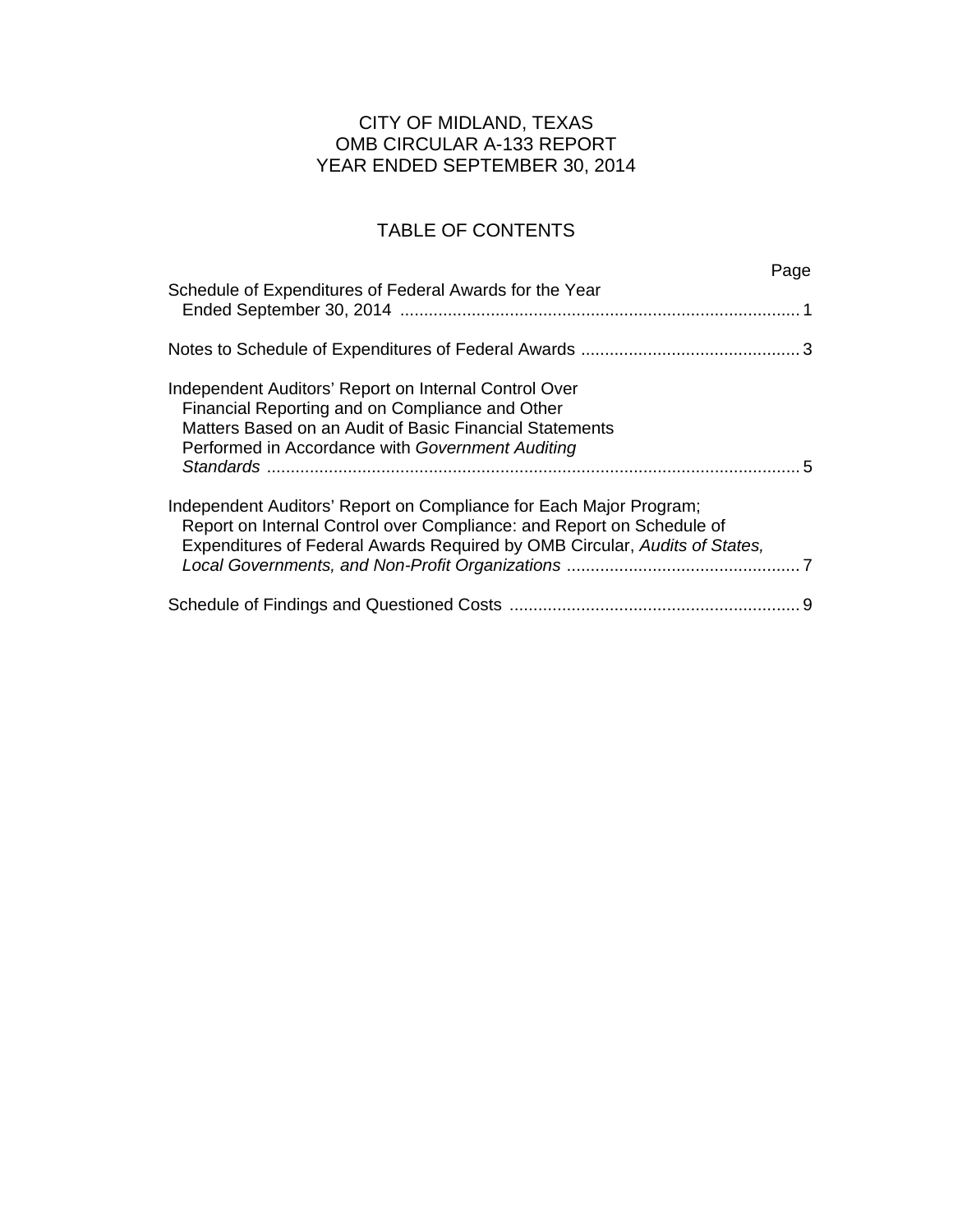# CITY OF MIDLAND, TEXAS
# OMB CIRCULAR A-133 REPORT
# YEAR ENDED SEPTEMBER 30, 2014

## TABLE OF CONTENTS

| | Page |
|---|---|
| Schedule of Expenditures of Federal Awards for the Year Ended September 30, 2014 | 1 |
| Notes to Schedule of Expenditures of Federal Awards | 3 |
| Independent Auditors' Report on Internal Control Over Financial Reporting and on Compliance and Other Matters Based on an Audit of Basic Financial Statements Performed in Accordance with *Government Auditing Standards* | 5 |
| Independent Auditors' Report on Compliance for Each Major Program; Report on Internal Control over Compliance: and Report on Schedule of Expenditures of Federal Awards Required by OMB Circular, *Audits of States, Local Governments, and Non-Profit Organizations* | 7 |
| Schedule of Findings and Questioned Costs | 9 |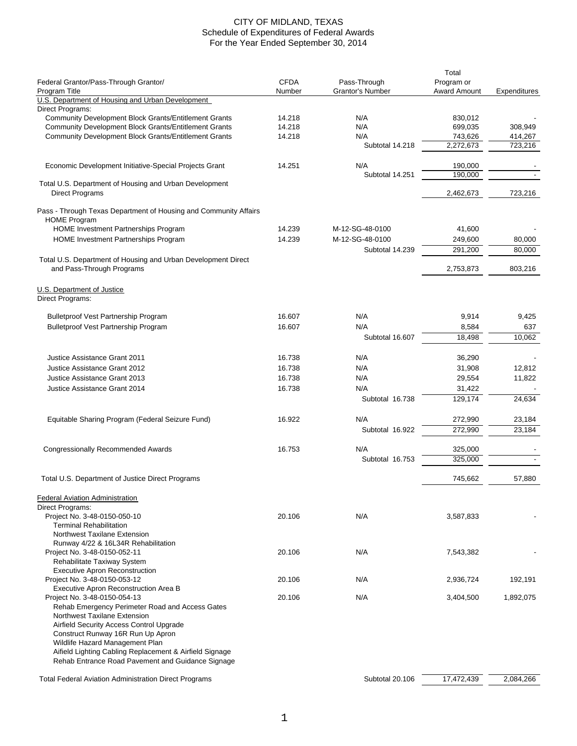# CITY OF MIDLAND, TEXAS
## Schedule of Expenditures of Federal Awards
### For the Year Ended September 30, 2014

| Federal Grantor/Pass-Through Grantor/ Program Title | CFDA Number | Pass-Through Grantor's Number | Total Program or Award Amount | Expenditures |
|---|---|---|---|---|
| U.S. Department of Housing and Urban Development | | | | |
| Direct Programs: | | | | |
| Community Development Block Grants/Entitlement Grants | 14.218 | N/A | 830,012 | - |
| Community Development Block Grants/Entitlement Grants | 14.218 | N/A | 699,035 | 308,949 |
| Community Development Block Grants/Entitlement Grants | 14.218 | N/A | 743,626 | 414,267 |
| | | Subtotal 14.218 | 2,272,673 | 723,216 |
| Economic Development Initiative-Special Projects Grant | 14.251 | N/A | 190,000 | - |
| | | Subtotal 14.251 | 190,000 | - |
| Total U.S. Department of Housing and Urban Development Direct Programs | | | 2,462,673 | 723,216 |
| Pass - Through Texas Department of Housing and Community Affairs | | | | |
| HOME Program | | | | |
| HOME Investment Partnerships Program | 14.239 | M-12-SG-48-0100 | 41,600 | - |
| HOME Investment Partnerships Program | 14.239 | M-12-SG-48-0100 | 249,600 | 80,000 |
| | | Subtotal 14.239 | 291,200 | 80,000 |
| Total U.S. Department of Housing and Urban Development Direct and Pass-Through Programs | | | 2,753,873 | 803,216 |
| U.S. Department of Justice | | | | |
| Direct Programs: | | | | |
| Bulletproof Vest Partnership Program | 16.607 | N/A | 9,914 | 9,425 |
| Bulletproof Vest Partnership Program | 16.607 | N/A | 8,584 | 637 |
| | | Subtotal 16.607 | 18,498 | 10,062 |
| Justice Assistance Grant 2011 | 16.738 | N/A | 36,290 | - |
| Justice Assistance Grant 2012 | 16.738 | N/A | 31,908 | 12,812 |
| Justice Assistance Grant 2013 | 16.738 | N/A | 29,554 | 11,822 |
| Justice Assistance Grant 2014 | 16.738 | N/A | 31,422 | - |
| | | Subtotal 16.738 | 129,174 | 24,634 |
| Equitable Sharing Program (Federal Seizure Fund) | 16.922 | N/A | 272,990 | 23,184 |
| | | Subtotal 16.922 | 272,990 | 23,184 |
| Congressionally Recommended Awards | 16.753 | N/A | 325,000 | - |
| | | Subtotal 16.753 | 325,000 | - |
| Total U.S. Department of Justice Direct Programs | | | 745,662 | 57,880 |
| Federal Aviation Administration | | | | |
| Direct Programs: | | | | |
| Project No. 3-48-0150-050-10<br>Terminal Rehabilitation<br>Northwest Taxilane Extension<br>Runway 4/22 & 16L34R Rehabilitation | 20.106 | N/A | 3,587,833 | - |
| Project No. 3-48-0150-052-11<br>Rehabilitate Taxiway System<br>Executive Apron Reconstruction | 20.106 | N/A | 7,543,382 | - |
| Project No. 3-48-0150-053-12<br>Executive Apron Reconstruction Area B | 20.106 | N/A | 2,936,724 | 192,191 |
| Project No. 3-48-0150-054-13<br>Rehab Emergency Perimeter Road and Access Gates<br>Northwest Taxilane Extension<br>Airfield Security Access Control Upgrade<br>Construct Runway 16R Run Up Apron<br>Wildlife Hazard Management Plan<br>Aifield Lighting Cabling Replacement & Airfield Signage<br>Rehab Entrance Road Pavement and Guidance Signage | 20.106 | N/A | 3,404,500 | 1,892,075 |
| Total Federal Aviation Administration Direct Programs | | Subtotal 20.106 | 17,472,439 | 2,084,266 |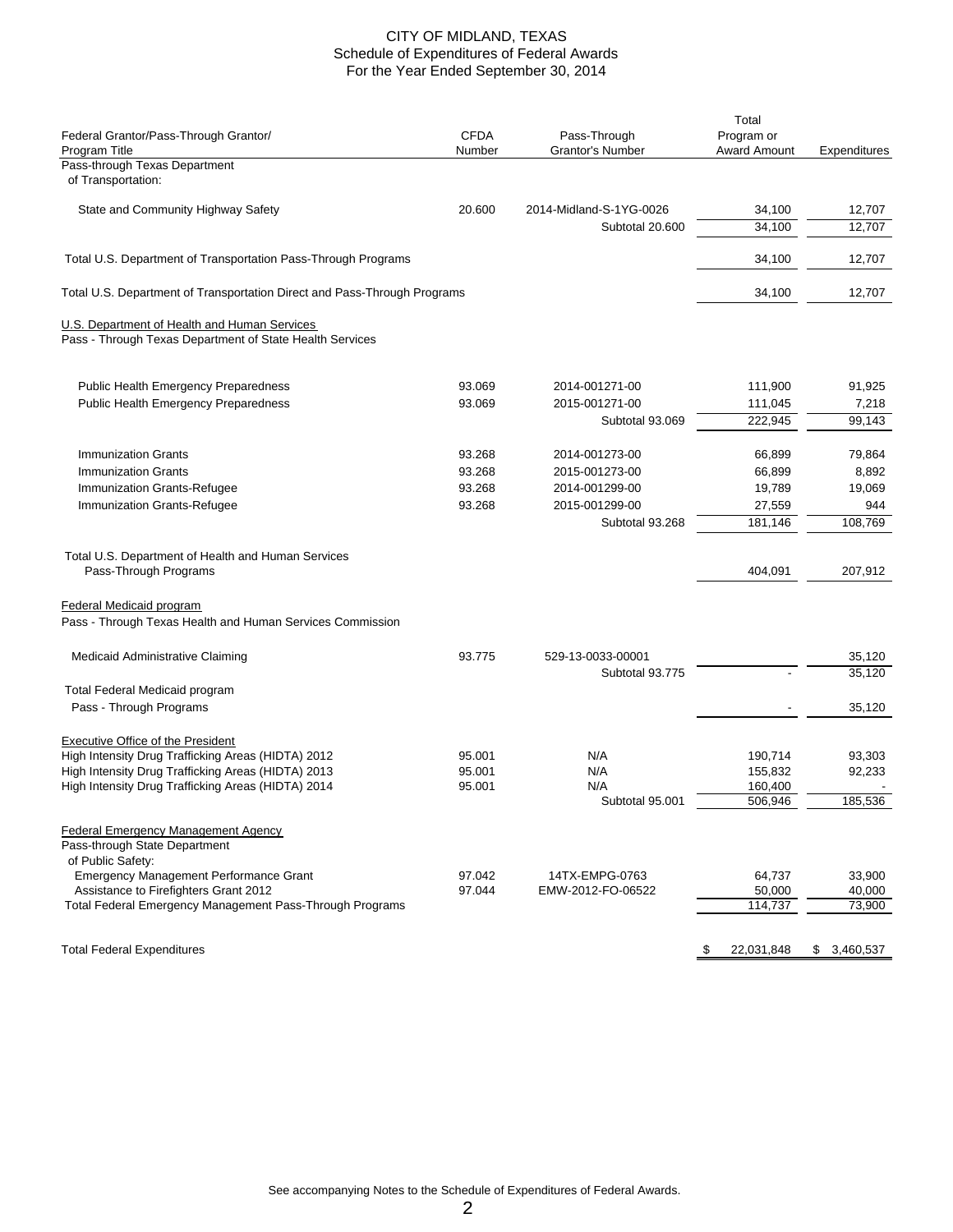# CITY OF MIDLAND, TEXAS
## Schedule of Expenditures of Federal Awards
### For the Year Ended September 30, 2014

| Federal Grantor/Pass-Through Grantor/ Program Title | CFDA Number | Pass-Through Grantor's Number | Total Program or Award Amount | Expenditures |
|---|---|---|---|---|
| Pass-through Texas Department of Transportation: | | | | |
| State and Community Highway Safety | 20.600 | 2014-Midland-S-1YG-0026 | 34,100 | 12,707 |
| | | Subtotal 20.600 | 34,100 | 12,707 |
| Total U.S. Department of Transportation Pass-Through Programs | | | 34,100 | 12,707 |
| Total U.S. Department of Transportation Direct and Pass-Through Programs | | | 34,100 | 12,707 |
| U.S. Department of Health and Human Services | | | | |
| Pass - Through Texas Department of State Health Services | | | | |
| Public Health Emergency Preparedness | 93.069 | 2014-001271-00 | 111,900 | 91,925 |
| Public Health Emergency Preparedness | 93.069 | 2015-001271-00 | 111,045 | 7,218 |
| | | Subtotal 93.069 | 222,945 | 99,143 |
| Immunization Grants | 93.268 | 2014-001273-00 | 66,899 | 79,864 |
| Immunization Grants | 93.268 | 2015-001273-00 | 66,899 | 8,892 |
| Immunization Grants-Refugee | 93.268 | 2014-001299-00 | 19,789 | 19,069 |
| Immunization Grants-Refugee | 93.268 | 2015-001299-00 | 27,559 | 944 |
| | | Subtotal 93.268 | 181,146 | 108,769 |
| Total U.S. Department of Health and Human Services Pass-Through Programs | | | 404,091 | 207,912 |
| Federal Medicaid program | | | | |
| Pass - Through Texas Health and Human Services Commission | | | | |
| Medicaid Administrative Claiming | 93.775 | 529-13-0033-00001 | | 35,120 |
| | | Subtotal 93.775 | - | 35,120 |
| Total Federal Medicaid program Pass - Through Programs | | | - | 35,120 |
| Executive Office of the President | | | | |
| High Intensity Drug Trafficking Areas (HIDTA) 2012 | 95.001 | N/A | 190,714 | 93,303 |
| High Intensity Drug Trafficking Areas (HIDTA) 2013 | 95.001 | N/A | 155,832 | 92,233 |
| High Intensity Drug Trafficking Areas (HIDTA) 2014 | 95.001 | N/A | 160,400 | - |
| | | Subtotal 95.001 | 506,946 | 185,536 |
| Federal Emergency Management Agency | | | | |
| Pass-through State Department of Public Safety: | | | | |
| Emergency Management Performance Grant | 97.042 | 14TX-EMPG-0763 | 64,737 | 33,900 |
| Assistance to Firefighters Grant 2012 | 97.044 | EMW-2012-FO-06522 | 50,000 | 40,000 |
| Total Federal Emergency Management Pass-Through Programs | | | 114,737 | 73,900 |
| Total Federal Expenditures | | | $ 22,031,848 | $ 3,460,537 |

See accompanying Notes to the Schedule of Expenditures of Federal Awards.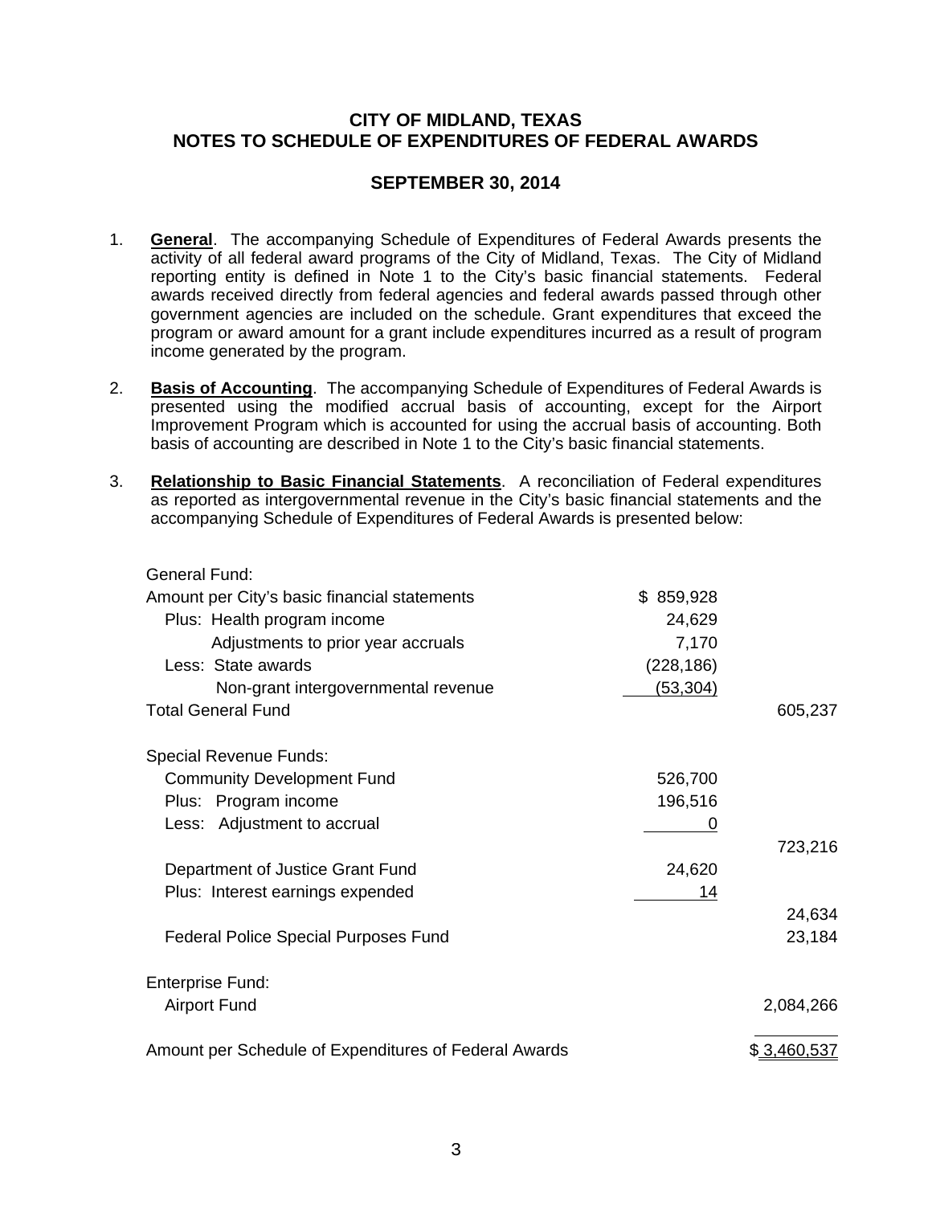# CITY OF MIDLAND, TEXAS
# NOTES TO SCHEDULE OF EXPENDITURES OF FEDERAL AWARDS

## SEPTEMBER 30, 2014

1. **General**. The accompanying Schedule of Expenditures of Federal Awards presents the activity of all federal award programs of the City of Midland, Texas. The City of Midland reporting entity is defined in Note 1 to the City's basic financial statements. Federal awards received directly from federal agencies and federal awards passed through other government agencies are included on the schedule. Grant expenditures that exceed the program or award amount for a grant include expenditures incurred as a result of program income generated by the program.

2. **Basis of Accounting**. The accompanying Schedule of Expenditures of Federal Awards is presented using the modified accrual basis of accounting, except for the Airport Improvement Program which is accounted for using the accrual basis of accounting. Both basis of accounting are described in Note 1 to the City's basic financial statements.

3. **Relationship to Basic Financial Statements**. A reconciliation of Federal expenditures as reported as intergovernmental revenue in the City's basic financial statements and the accompanying Schedule of Expenditures of Federal Awards is presented below:

| | | |
|---|---|---|
| General Fund: | | |
| Amount per City's basic financial statements | $ 859,928 | |
| Plus: Health program income | 24,629 | |
| Adjustments to prior year accruals | 7,170 | |
| Less: State awards | (228,186) | |
| Non-grant intergovernmental revenue | (53,304) | |
| Total General Fund | | 605,237 |
| | | |
| Special Revenue Funds: | | |
| Community Development Fund | 526,700 | |
| Plus: Program income | 196,516 | |
| Less: Adjustment to accrual | 0 | |
| | | 723,216 |
| Department of Justice Grant Fund | 24,620 | |
| Plus: Interest earnings expended | 14 | |
| | | 24,634 |
| Federal Police Special Purposes Fund | | 23,184 |
| | | |
| Enterprise Fund: | | |
| Airport Fund | | 2,084,266 |
| | | |
| Amount per Schedule of Expenditures of Federal Awards | | $ 3,460,537 |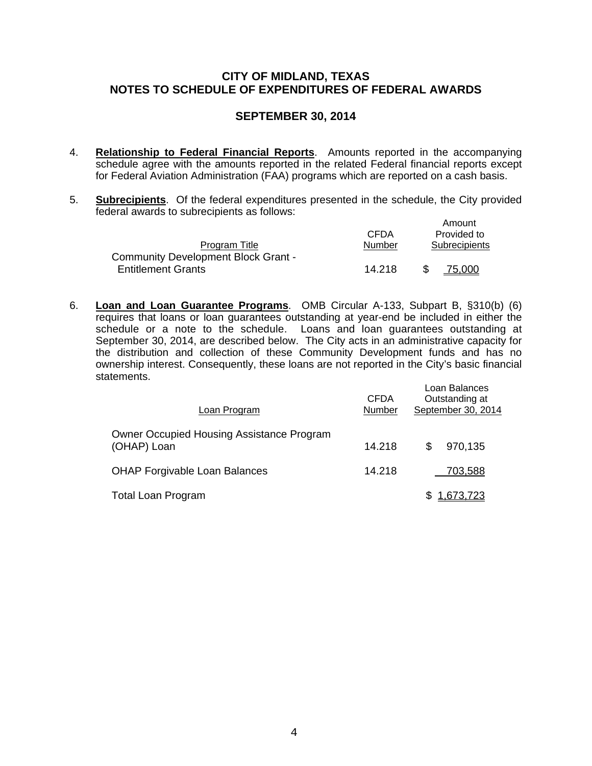# CITY OF MIDLAND, TEXAS
# NOTES TO SCHEDULE OF EXPENDITURES OF FEDERAL AWARDS

## SEPTEMBER 30, 2014

4. **Relationship to Federal Financial Reports**. Amounts reported in the accompanying schedule agree with the amounts reported in the related Federal financial reports except for Federal Aviation Administration (FAA) programs which are reported on a cash basis.

5. **Subrecipients**. Of the federal expenditures presented in the schedule, the City provided federal awards to subrecipients as follows:

| Program Title | CFDA Number | Amount Provided to Subrecipients |
|---|---|---|
| Community Development Block Grant - Entitlement Grants | 14.218 | $ 75,000 |

6. **Loan and Loan Guarantee Programs**. OMB Circular A-133, Subpart B, §310(b) (6) requires that loans or loan guarantees outstanding at year-end be included in either the schedule or a note to the schedule. Loans and loan guarantees outstanding at September 30, 2014, are described below. The City acts in an administrative capacity for the distribution and collection of these Community Development funds and has no ownership interest. Consequently, these loans are not reported in the City's basic financial statements.

| Loan Program | CFDA Number | Loan Balances Outstanding at September 30, 2014 |
|---|---|---|
| Owner Occupied Housing Assistance Program (OHAP) Loan | 14.218 | $ 970,135 |
| OHAP Forgivable Loan Balances | 14.218 | 703,588 |
| Total Loan Program | | $ 1,673,723 |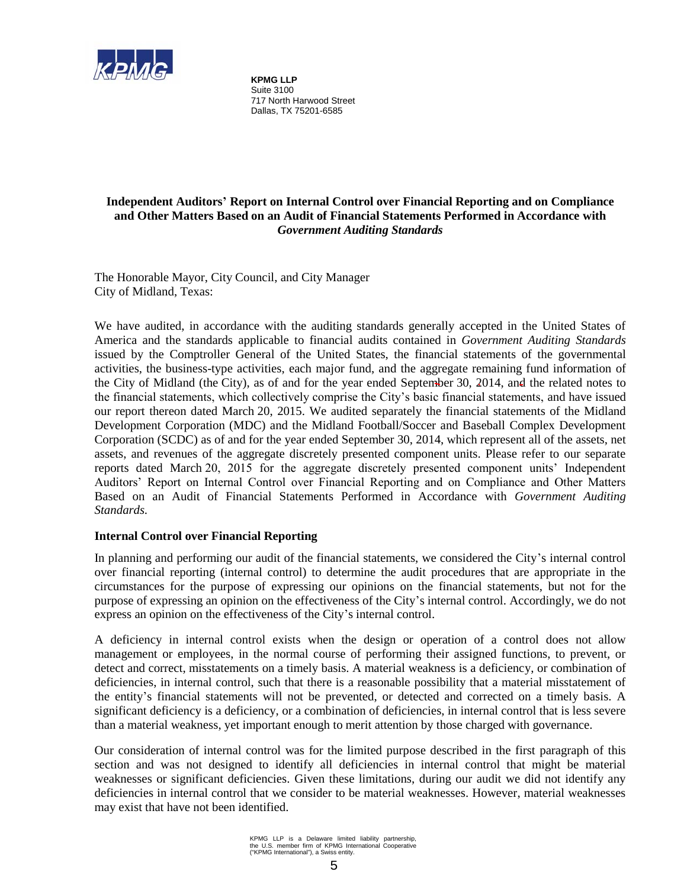**KPMG LLP**
Suite 3100
717 North Harwood Street
Dallas, TX 75201-6585

## Independent Auditors' Report on Internal Control over Financial Reporting and on Compliance and Other Matters Based on an Audit of Financial Statements Performed in Accordance with *Government Auditing Standards*

The Honorable Mayor, City Council, and City Manager
City of Midland, Texas:

We have audited, in accordance with the auditing standards generally accepted in the United States of America and the standards applicable to financial audits contained in *Government Auditing Standards* issued by the Comptroller General of the United States, the financial statements of the governmental activities, the business-type activities, each major fund, and the aggregate remaining fund information of the City of Midland (the City), as of and for the year ended September 30, 2014, and the related notes to the financial statements, which collectively comprise the City's basic financial statements, and have issued our report thereon dated March 20, 2015. We audited separately the financial statements of the Midland Development Corporation (MDC) and the Midland Football/Soccer and Baseball Complex Development Corporation (SCDC) as of and for the year ended September 30, 2014, which represent all of the assets, net assets, and revenues of the aggregate discretely presented component units. Please refer to our separate reports dated March 20, 2015 for the aggregate discretely presented component units' Independent Auditors' Report on Internal Control over Financial Reporting and on Compliance and Other Matters Based on an Audit of Financial Statements Performed in Accordance with *Government Auditing Standards.*

### Internal Control over Financial Reporting

In planning and performing our audit of the financial statements, we considered the City's internal control over financial reporting (internal control) to determine the audit procedures that are appropriate in the circumstances for the purpose of expressing our opinions on the financial statements, but not for the purpose of expressing an opinion on the effectiveness of the City's internal control. Accordingly, we do not express an opinion on the effectiveness of the City's internal control.

A deficiency in internal control exists when the design or operation of a control does not allow management or employees, in the normal course of performing their assigned functions, to prevent, or detect and correct, misstatements on a timely basis. A material weakness is a deficiency, or combination of deficiencies, in internal control, such that there is a reasonable possibility that a material misstatement of the entity's financial statements will not be prevented, or detected and corrected on a timely basis. A significant deficiency is a deficiency, or a combination of deficiencies, in internal control that is less severe than a material weakness, yet important enough to merit attention by those charged with governance.

Our consideration of internal control was for the limited purpose described in the first paragraph of this section and was not designed to identify all deficiencies in internal control that might be material weaknesses or significant deficiencies. Given these limitations, during our audit we did not identify any deficiencies in internal control that we consider to be material weaknesses. However, material weaknesses may exist that have not been identified.

KPMG LLP is a Delaware limited liability partnership, the U.S. member firm of KPMG International Cooperative ("KPMG International"), a Swiss entity.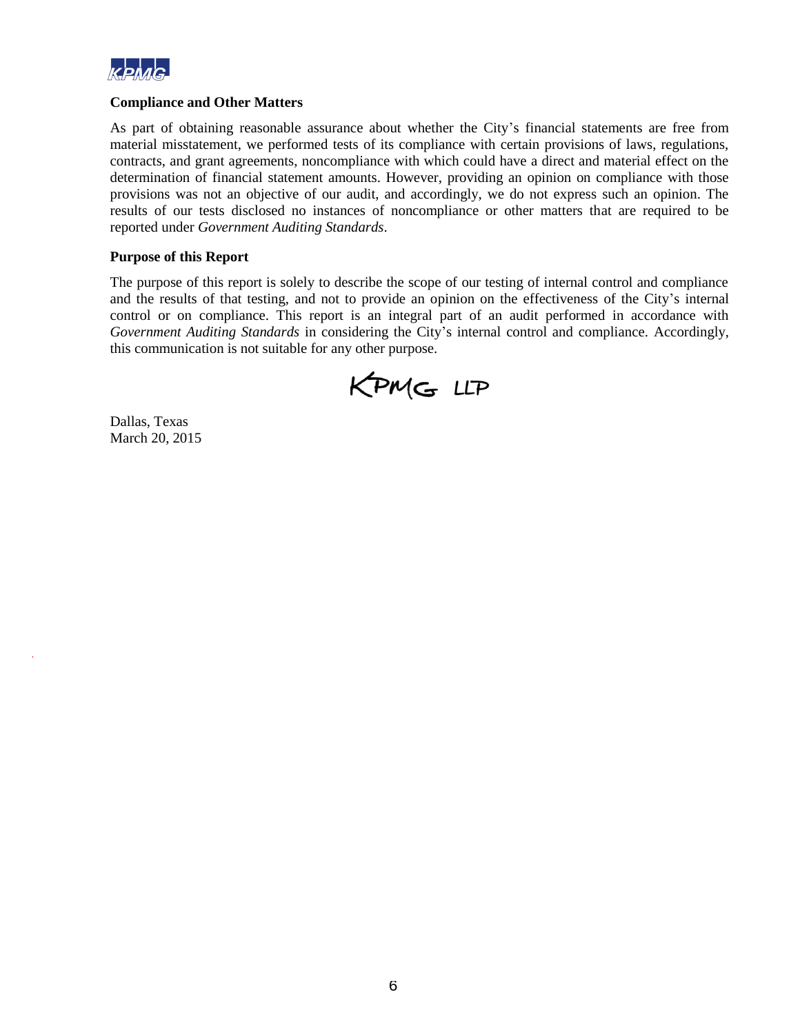### Compliance and Other Matters

As part of obtaining reasonable assurance about whether the City's financial statements are free from material misstatement, we performed tests of its compliance with certain provisions of laws, regulations, contracts, and grant agreements, noncompliance with which could have a direct and material effect on the determination of financial statement amounts. However, providing an opinion on compliance with those provisions was not an objective of our audit, and accordingly, we do not express such an opinion. The results of our tests disclosed no instances of noncompliance or other matters that are required to be reported under *Government Auditing Standards*.

### Purpose of this Report

The purpose of this report is solely to describe the scope of our testing of internal control and compliance and the results of that testing, and not to provide an opinion on the effectiveness of the City's internal control or on compliance. This report is an integral part of an audit performed in accordance with *Government Auditing Standards* in considering the City's internal control and compliance. Accordingly, this communication is not suitable for any other purpose.

KPMG LLP

Dallas, Texas
March 20, 2015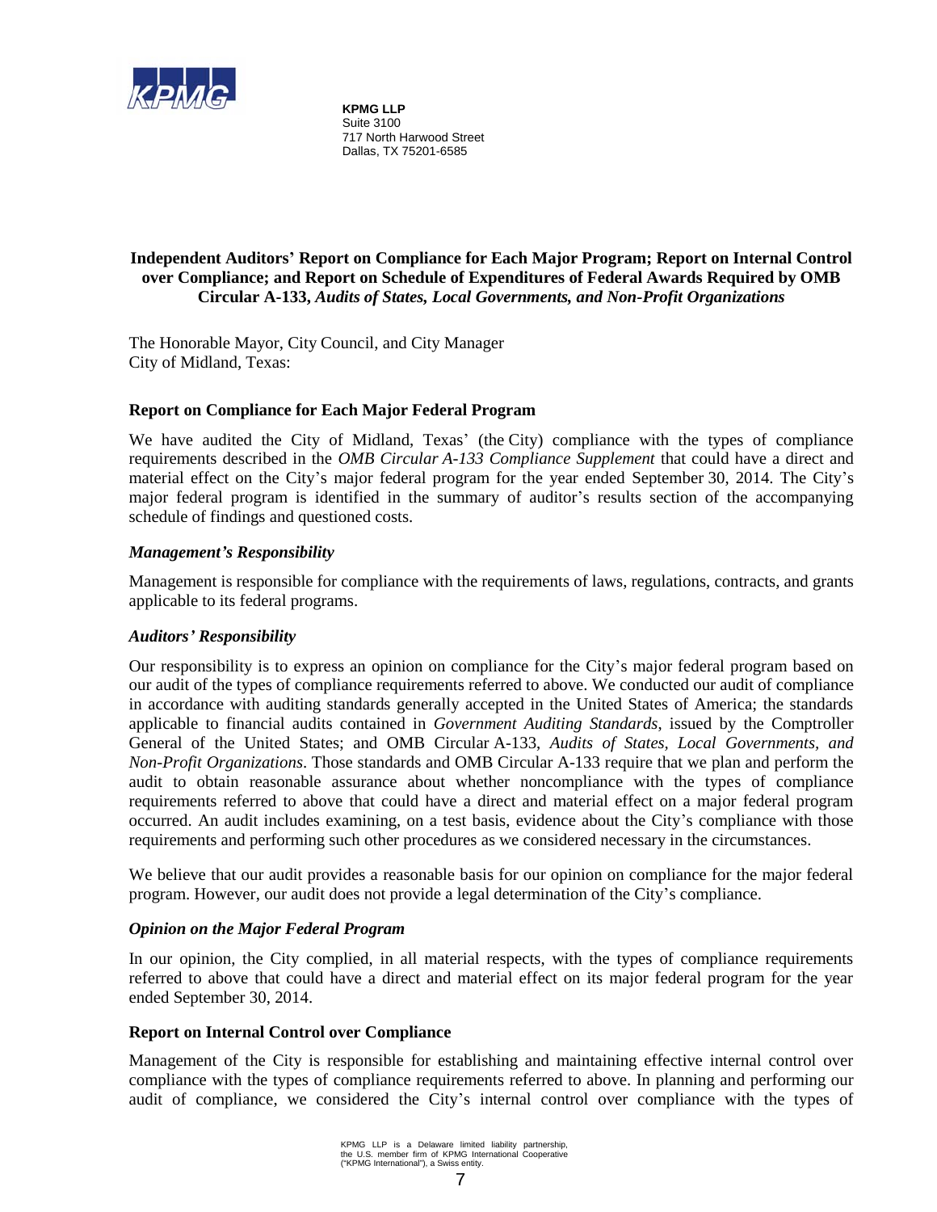KPMG LLP
Suite 3100
717 North Harwood Street
Dallas, TX 75201-6585

## Independent Auditors' Report on Compliance for Each Major Program; Report on Internal Control over Compliance; and Report on Schedule of Expenditures of Federal Awards Required by OMB Circular A-133, *Audits of States, Local Governments, and Non-Profit Organizations*

The Honorable Mayor, City Council, and City Manager
City of Midland, Texas:

### Report on Compliance for Each Major Federal Program

We have audited the City of Midland, Texas' (the City) compliance with the types of compliance requirements described in the *OMB Circular A-133 Compliance Supplement* that could have a direct and material effect on the City's major federal program for the year ended September 30, 2014. The City's major federal program is identified in the summary of auditor's results section of the accompanying schedule of findings and questioned costs.

#### *Management's Responsibility*

Management is responsible for compliance with the requirements of laws, regulations, contracts, and grants applicable to its federal programs.

#### *Auditors' Responsibility*

Our responsibility is to express an opinion on compliance for the City's major federal program based on our audit of the types of compliance requirements referred to above. We conducted our audit of compliance in accordance with auditing standards generally accepted in the United States of America; the standards applicable to financial audits contained in *Government Auditing Standards*, issued by the Comptroller General of the United States; and OMB Circular A-133, *Audits of States, Local Governments, and Non-Profit Organizations*. Those standards and OMB Circular A-133 require that we plan and perform the audit to obtain reasonable assurance about whether noncompliance with the types of compliance requirements referred to above that could have a direct and material effect on a major federal program occurred. An audit includes examining, on a test basis, evidence about the City's compliance with those requirements and performing such other procedures as we considered necessary in the circumstances.

We believe that our audit provides a reasonable basis for our opinion on compliance for the major federal program. However, our audit does not provide a legal determination of the City's compliance.

#### *Opinion on the Major Federal Program*

In our opinion, the City complied, in all material respects, with the types of compliance requirements referred to above that could have a direct and material effect on its major federal program for the year ended September 30, 2014.

### Report on Internal Control over Compliance

Management of the City is responsible for establishing and maintaining effective internal control over compliance with the types of compliance requirements referred to above. In planning and performing our audit of compliance, we considered the City's internal control over compliance with the types of

KPMG LLP is a Delaware limited liability partnership, the U.S. member firm of KPMG International Cooperative ("KPMG International"), a Swiss entity.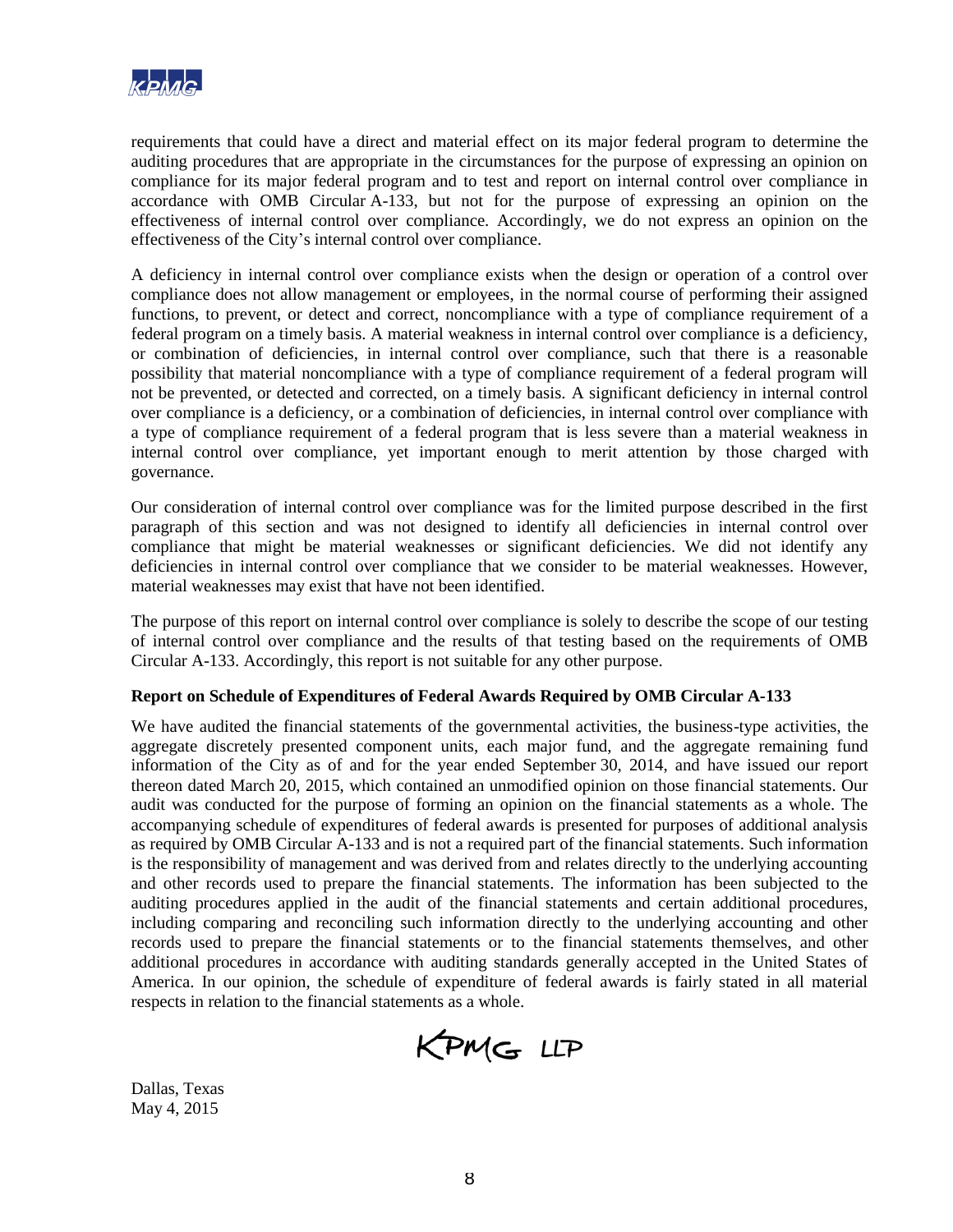requirements that could have a direct and material effect on its major federal program to determine the auditing procedures that are appropriate in the circumstances for the purpose of expressing an opinion on compliance for its major federal program and to test and report on internal control over compliance in accordance with OMB Circular A-133, but not for the purpose of expressing an opinion on the effectiveness of internal control over compliance. Accordingly, we do not express an opinion on the effectiveness of the City's internal control over compliance.

A deficiency in internal control over compliance exists when the design or operation of a control over compliance does not allow management or employees, in the normal course of performing their assigned functions, to prevent, or detect and correct, noncompliance with a type of compliance requirement of a federal program on a timely basis. A material weakness in internal control over compliance is a deficiency, or combination of deficiencies, in internal control over compliance, such that there is a reasonable possibility that material noncompliance with a type of compliance requirement of a federal program will not be prevented, or detected and corrected, on a timely basis. A significant deficiency in internal control over compliance is a deficiency, or a combination of deficiencies, in internal control over compliance with a type of compliance requirement of a federal program that is less severe than a material weakness in internal control over compliance, yet important enough to merit attention by those charged with governance.

Our consideration of internal control over compliance was for the limited purpose described in the first paragraph of this section and was not designed to identify all deficiencies in internal control over compliance that might be material weaknesses or significant deficiencies. We did not identify any deficiencies in internal control over compliance that we consider to be material weaknesses. However, material weaknesses may exist that have not been identified.

The purpose of this report on internal control over compliance is solely to describe the scope of our testing of internal control over compliance and the results of that testing based on the requirements of OMB Circular A-133. Accordingly, this report is not suitable for any other purpose.

**Report on Schedule of Expenditures of Federal Awards Required by OMB Circular A-133**

We have audited the financial statements of the governmental activities, the business-type activities, the aggregate discretely presented component units, each major fund, and the aggregate remaining fund information of the City as of and for the year ended September 30, 2014, and have issued our report thereon dated March 20, 2015, which contained an unmodified opinion on those financial statements. Our audit was conducted for the purpose of forming an opinion on the financial statements as a whole. The accompanying schedule of expenditures of federal awards is presented for purposes of additional analysis as required by OMB Circular A-133 and is not a required part of the financial statements. Such information is the responsibility of management and was derived from and relates directly to the underlying accounting and other records used to prepare the financial statements. The information has been subjected to the auditing procedures applied in the audit of the financial statements and certain additional procedures, including comparing and reconciling such information directly to the underlying accounting and other records used to prepare the financial statements or to the financial statements themselves, and other additional procedures in accordance with auditing standards generally accepted in the United States of America. In our opinion, the schedule of expenditure of federal awards is fairly stated in all material respects in relation to the financial statements as a whole.

KPMG LLP

Dallas, Texas
May 4, 2015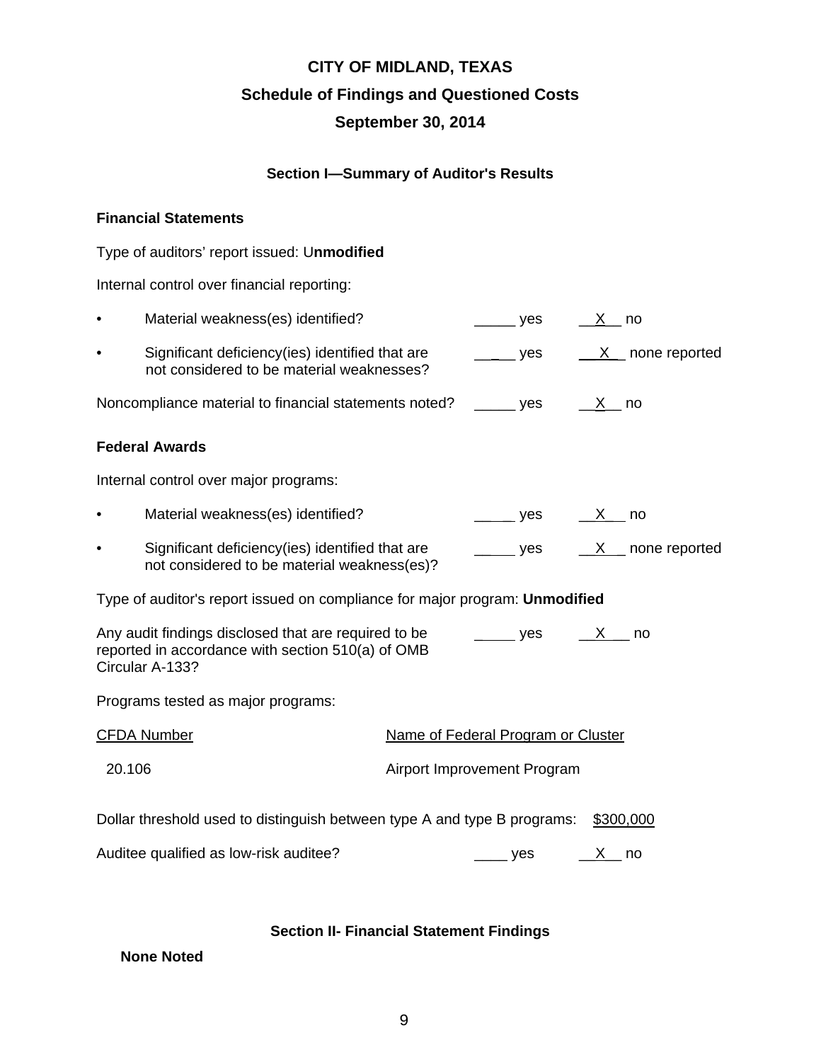# CITY OF MIDLAND, TEXAS

## Schedule of Findings and Questioned Costs

## September 30, 2014

### Section I—Summary of Auditor's Results

**Financial Statements**

Type of auditors' report issued: U**nmodified**

Internal control over financial reporting:

- Material weakness(es) identified? _____ yes __X__ no
- Significant deficiency(ies) identified that are not considered to be material weaknesses? _____ yes __X__ none reported

Noncompliance material to financial statements noted? _____ yes __X__ no

**Federal Awards**

Internal control over major programs:

- Material weakness(es) identified? _____ yes __X__ no
- Significant deficiency(ies) identified that are not considered to be material weakness(es)? _____ yes __X__ none reported

Type of auditor's report issued on compliance for major program: **Unmodified**

Any audit findings disclosed that are required to be reported in accordance with section 510(a) of OMB Circular A-133? _____ yes __X__ no

Programs tested as major programs:

| CFDA Number | Name of Federal Program or Cluster |
|---|---|
| 20.106 | Airport Improvement Program |

Dollar threshold used to distinguish between type A and type B programs: $300,000

Auditee qualified as low-risk auditee? ____ yes __X__ no

### Section II- Financial Statement Findings

**None Noted**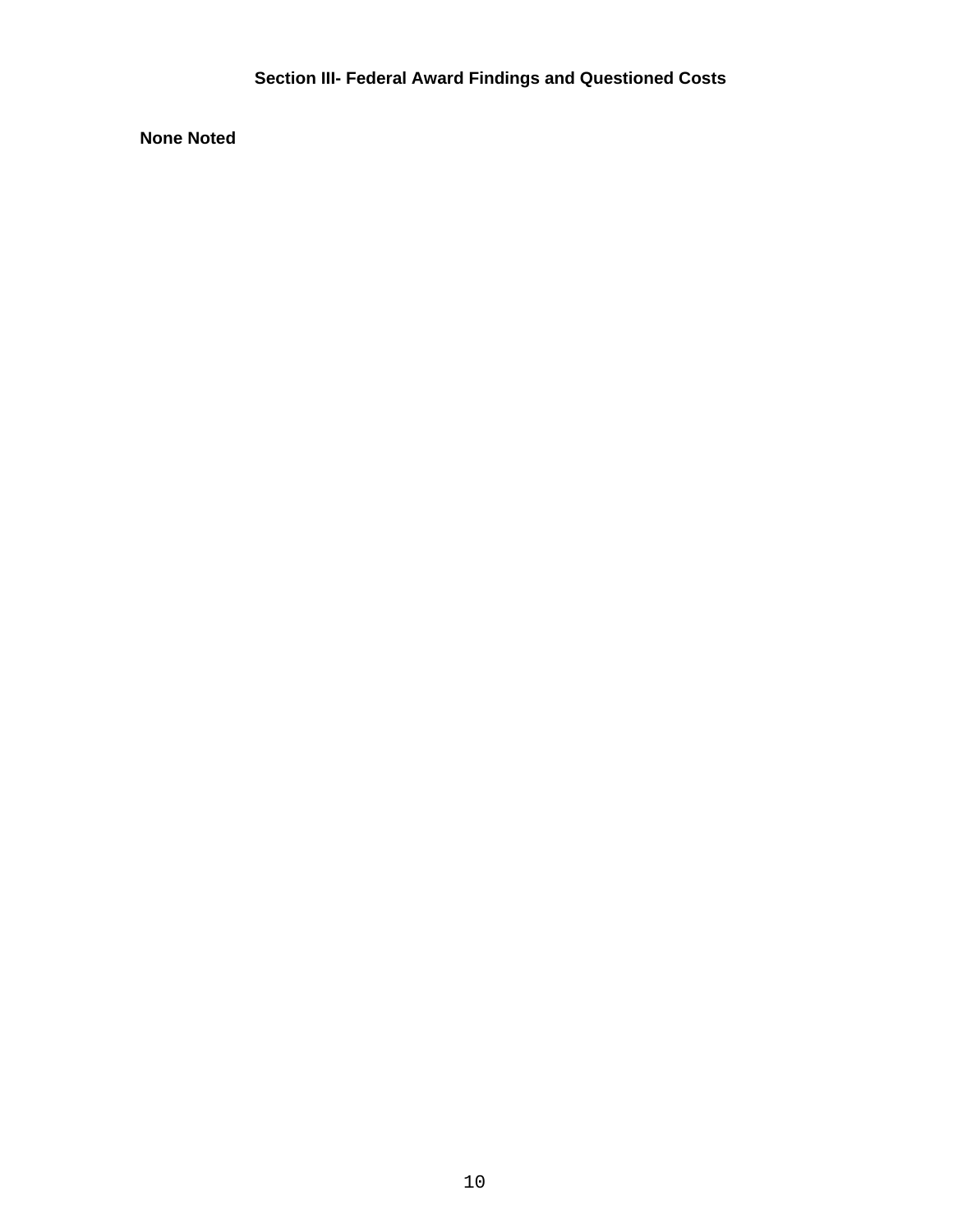## Section III- Federal Award Findings and Questioned Costs

**None Noted**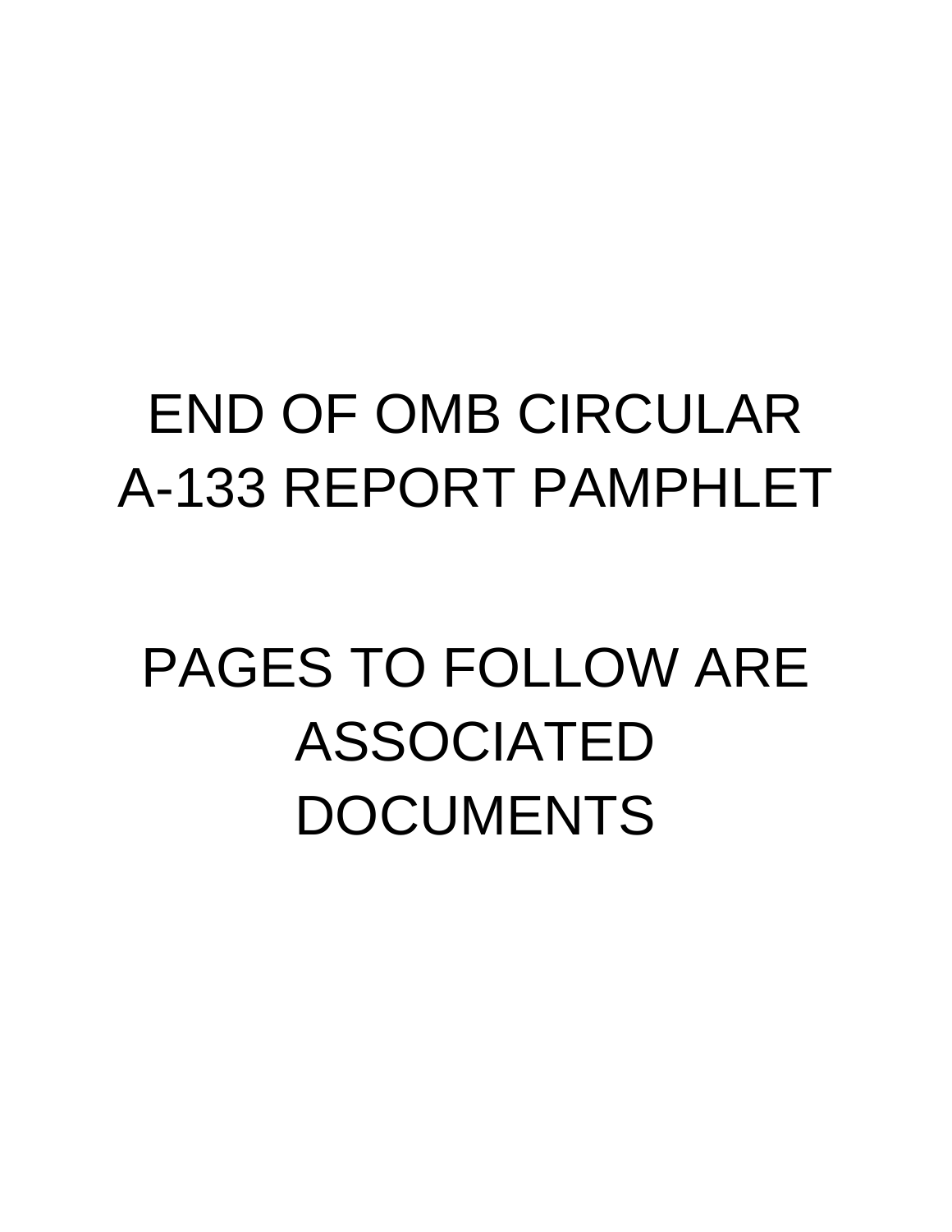END OF OMB CIRCULAR A-133 REPORT PAMPHLET

PAGES TO FOLLOW ARE ASSOCIATED DOCUMENTS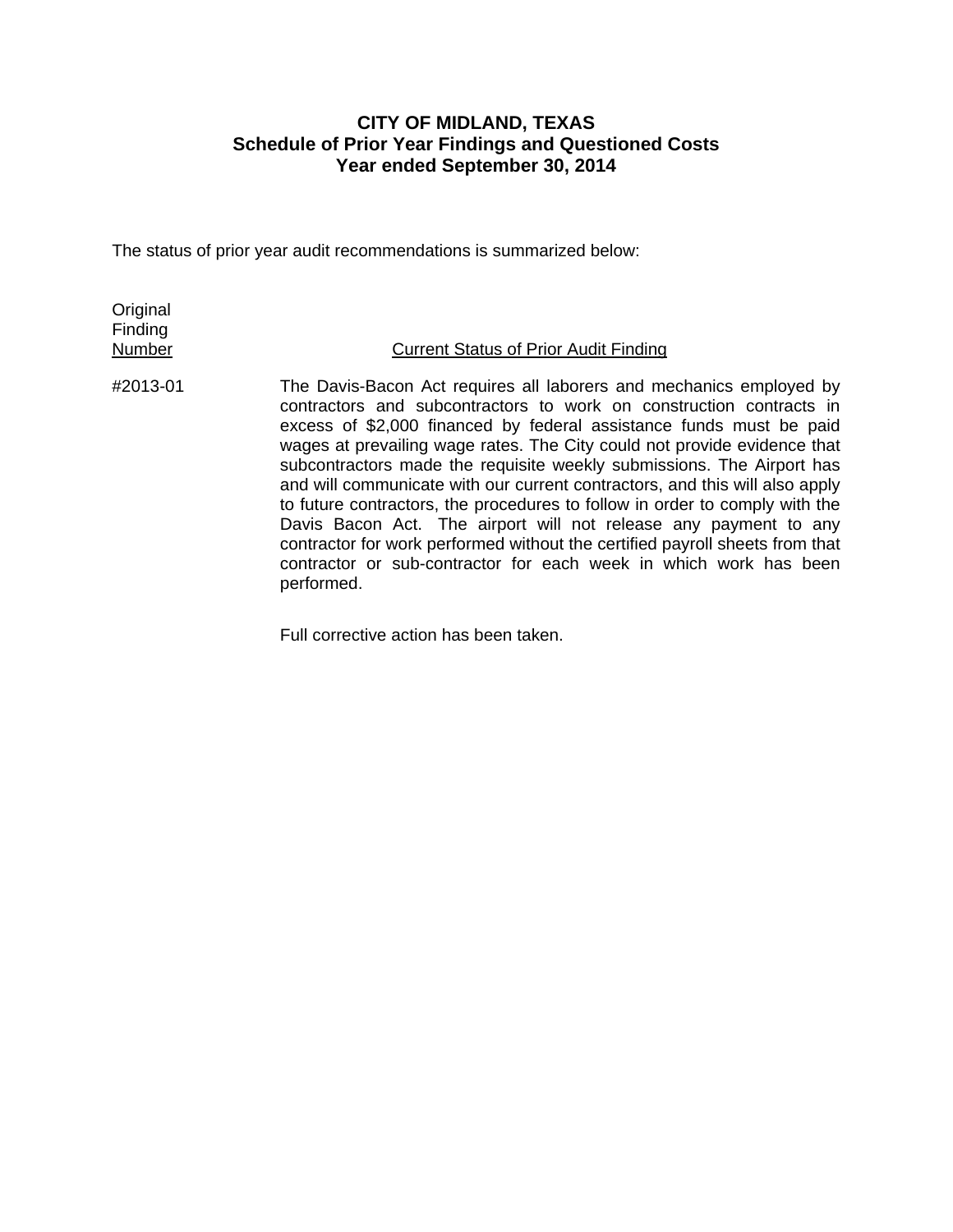# CITY OF MIDLAND, TEXAS
## Schedule of Prior Year Findings and Questioned Costs
## Year ended September 30, 2014

The status of prior year audit recommendations is summarized below:

| Original Finding Number | Current Status of Prior Audit Finding |
| --- | --- |
| #2013-01 | The Davis-Bacon Act requires all laborers and mechanics employed by contractors and subcontractors to work on construction contracts in excess of $2,000 financed by federal assistance funds must be paid wages at prevailing wage rates. The City could not provide evidence that subcontractors made the requisite weekly submissions. The Airport has and will communicate with our current contractors, and this will also apply to future contractors, the procedures to follow in order to comply with the Davis Bacon Act. The airport will not release any payment to any contractor for work performed without the certified payroll sheets from that contractor or sub-contractor for each week in which work has been performed.<br><br>Full corrective action has been taken. |